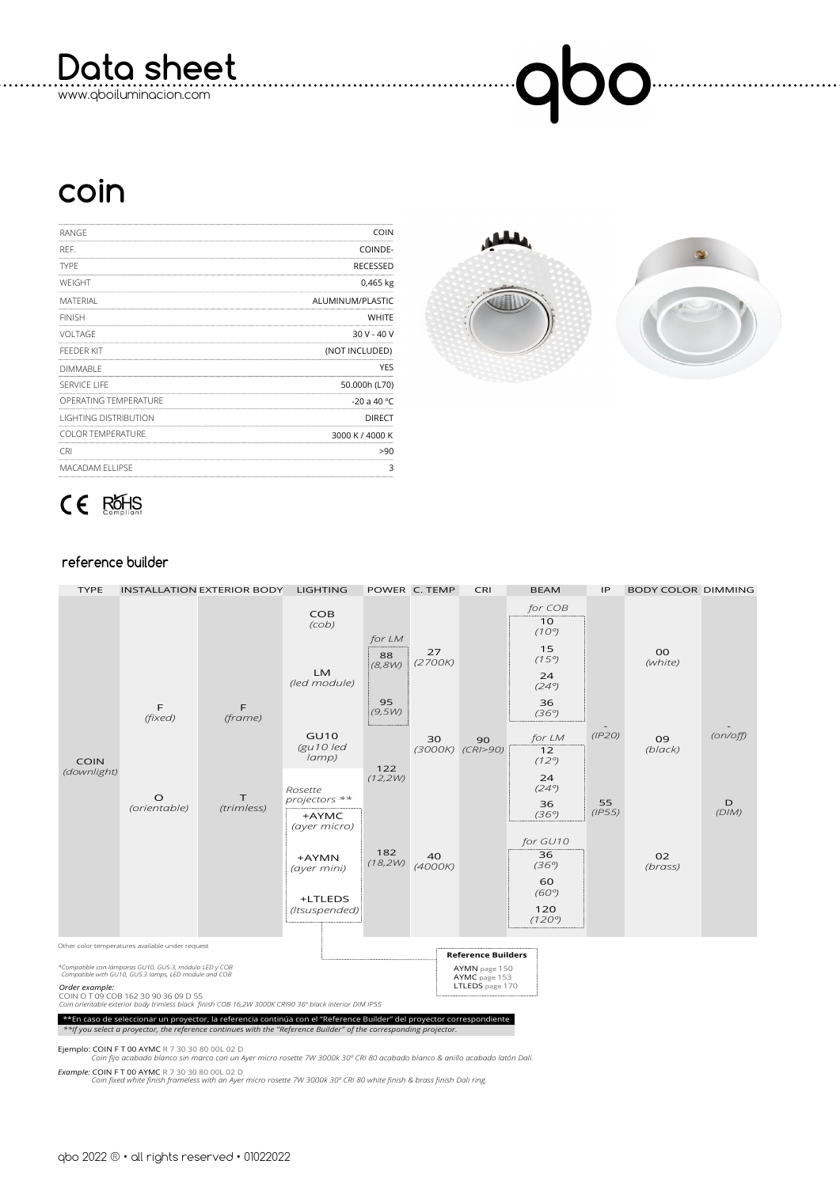# Data sheet

www.qboiluminacion.com

# coin

| | |
|---|---|
| RANGE | COIN |
| REF. | COINDE- |
| TYPE | RECESSED |
| WEIGHT | 0,465 kg |
| MATERIAL | ALUMINUM/PLASTIC |
| FINISH | WHITE |
| VOLTAGE | 30 V - 40 V |
| FEEDER KIT | (NOT INCLUDED) |
| DIMMABLE | YES |
| SERVICE LIFE | 50.000h (L70) |
| OPERATING TEMPERATURE | -20 a 40 ºC |
| LIGHTING DISTRIBUTION | DIRECT |
| COLOR TEMPERATURE | 3000 K / 4000 K |
| CRI | >90 |
| MACADAM ELLIPSE | 3 |

CE RoHS Compliant

## reference builder

| TYPE | INSTALLATION | EXTERIOR BODY | LIGHTING | POWER | C. TEMP | CRI | BEAM | IP | BODY COLOR | DIMMING |
|---|---|---|---|---|---|---|---|---|---|---|
| COIN (downlight) | F (fixed) | F (frame) | COB (cob) | for LM: 88 (8,8W) | 27 (2700K) | 90 (CRI>90) | for COB: 10 (10º), 15 (15º), 24 (24º), 36 (36º) | - (IP20) | 00 (white) | - (on/off) |
| | O (orientable) | T (trimless) | LM (led module) | for LM: 95 (9,5W) | 30 (3000K) | | for LM: 12 (12º), 24 (24º), 36 (36º) | 55 (IP55) | 09 (black) | D (DIM) |
| | | | GU10 (gu10 led lamp) | 122 (12,2W) | 40 (4000K) | | for GU10: 36 (36º), 60 (60º), 120 (120º) | | 02 (brass) | |
| | | | Rosette projectors **: +AYMC (ayer micro), +AYMN (ayer mini), +LTLEDS (ltsuspended) | 182 (18,2W) | | | | | | |

**Reference Builders**
AYMN page 150
AYMC page 153
LTLEDS page 170

Other color temperatures available under request

*Compatible con lámparas GU10, GU5.3, módulo LED y COB
Compatible with GU10, GU5.3 lamps, LED module and COB

*Order example:*
COIN O T 09 COB 162 30 90 36 09 D 55
*Coin orientable exterior body trimless black finish COB 16,2W 3000K CRI90 36º black interior DIM IP55*

**En caso de seleccionar un proyector, la referencia continúa con el "Reference Builder" del proyector correspondiente
*\*\*If you select a projector, the reference continues with the "Reference Builder" of the corresponding projector.*

Ejemplo: COIN F T 00 AYMC R 7 30 30 80 00L 02 D
*Coin fijo acabado blanco sin marco con un Ayer micro rosette 7W 3000k 30º CRI 80 acabado blanco & anillo acabado latón Dali.*

*Example:* COIN F T 00 AYMC R 7 30 30 80 00L 02 D
*Coin fixed white finish frameless with an Ayer micro rosette 7W 3000k 30º CRI 80 white finish & brass finish Dali ring.*

qbo 2022 ® • all rights reserved • 01022022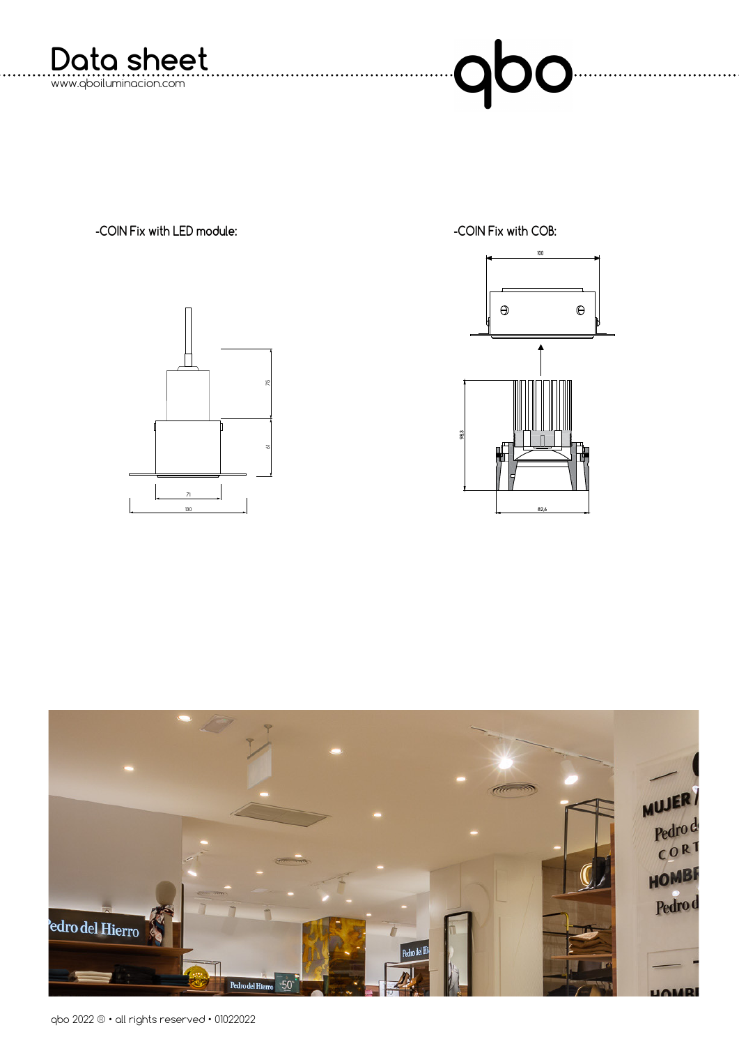# Data sheet

www.qboiluminacion.com

-COIN Fix with LED module:

75

61

71

130

-COIN Fix with COB:

100

98,3

82,6